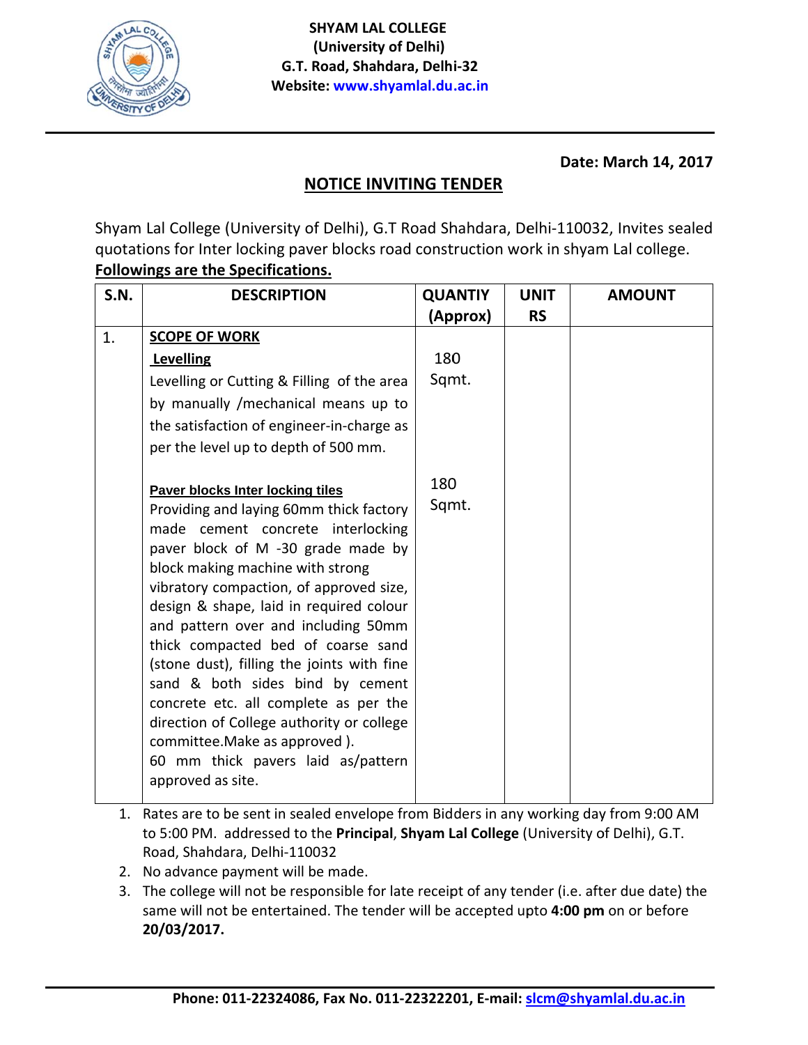**SHYAM LAL COLLEGE**
**(University of Delhi)**
**G.T. Road, Shahdara, Delhi-32**
**Website: www.shyamlal.du.ac.in**

**Date: March 14, 2017**

## NOTICE INVITING TENDER

Shyam Lal College (University of Delhi), G.T Road Shahdara, Delhi-110032, Invites sealed quotations for Inter locking paver blocks road construction work in shyam Lal college.

**Followings are the Specifications.**

| S.N. | DESCRIPTION | QUANTIY (Approx) | UNIT RS | AMOUNT |
|---|---|---|---|---|
| 1. | **SCOPE OF WORK**<br>**Levelling**<br>Levelling or Cutting & Filling of the area by manually /mechanical means up to the satisfaction of engineer-in-charge as per the level up to depth of 500 mm. | 180 Sqmt. | | |
| | **Paver blocks Inter locking tiles**<br>Providing and laying 60mm thick factory made cement concrete interlocking paver block of M -30 grade made by block making machine with strong vibratory compaction, of approved size, design & shape, laid in required colour and pattern over and including 50mm thick compacted bed of coarse sand (stone dust), filling the joints with fine sand & both sides bind by cement concrete etc. all complete as per the direction of College authority or college committee.Make as approved ).<br>60 mm thick pavers laid as/pattern approved as site. | 180 Sqmt. | | |

1. Rates are to be sent in sealed envelope from Bidders in any working day from 9:00 AM to 5:00 PM. addressed to the **Principal**, **Shyam Lal College** (University of Delhi), G.T. Road, Shahdara, Delhi-110032
2. No advance payment will be made.
3. The college will not be responsible for late receipt of any tender (i.e. after due date) the same will not be entertained. The tender will be accepted upto **4:00 pm** on or before **20/03/2017.**

**Phone: 011-22324086, Fax No. 011-22322201, E-mail: slcm@shyamlal.du.ac.in**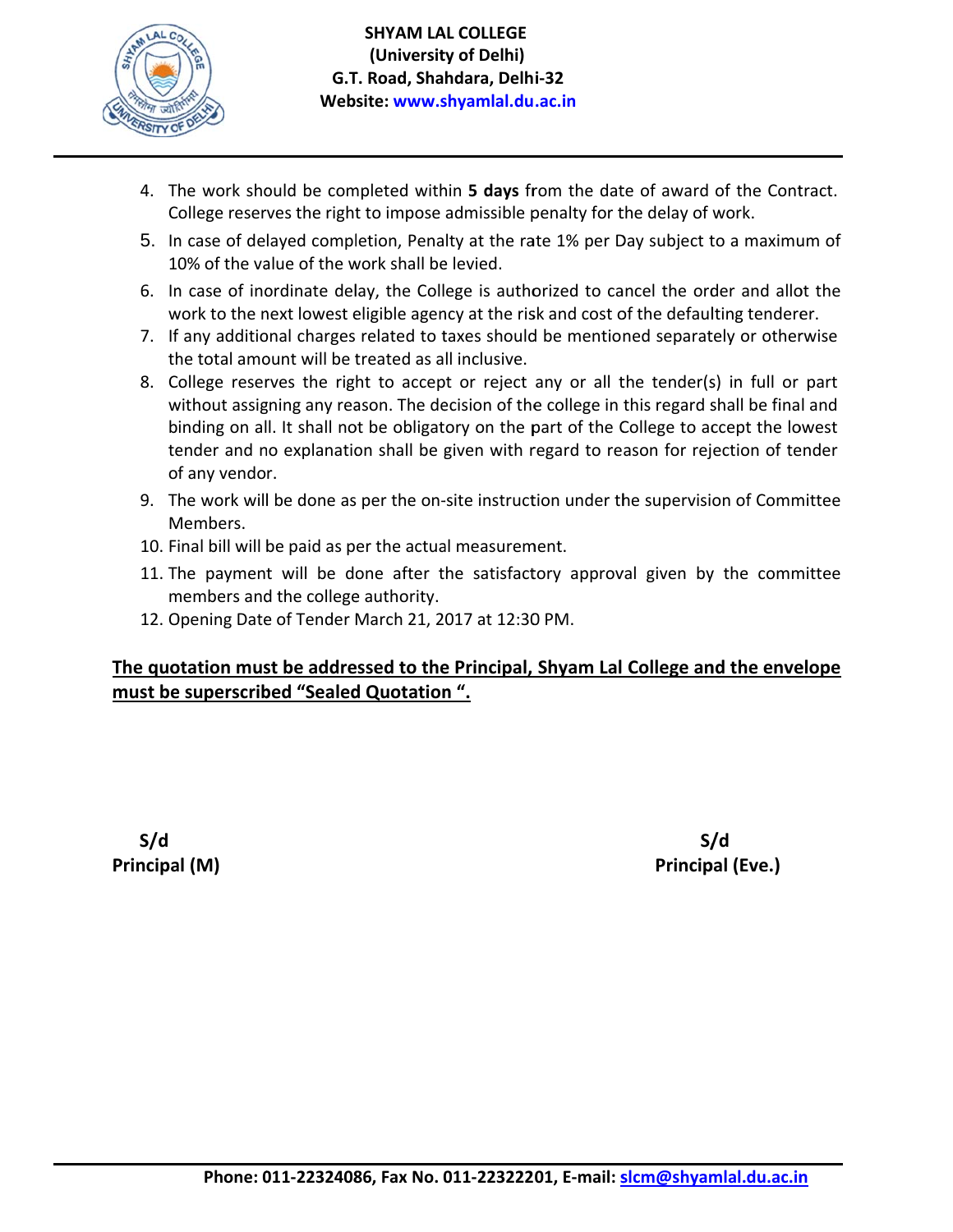4. The work should be completed within **5 days** from the date of award of the Contract. College reserves the right to impose admissible penalty for the delay of work.
5. In case of delayed completion, Penalty at the rate 1% per Day subject to a maximum of 10% of the value of the work shall be levied.
6. In case of inordinate delay, the College is authorized to cancel the order and allot the work to the next lowest eligible agency at the risk and cost of the defaulting tenderer.
7. If any additional charges related to taxes should be mentioned separately or otherwise the total amount will be treated as all inclusive.
8. College reserves the right to accept or reject any or all the tender(s) in full or part without assigning any reason. The decision of the college in this regard shall be final and binding on all. It shall not be obligatory on the part of the College to accept the lowest tender and no explanation shall be given with regard to reason for rejection of tender of any vendor.
9. The work will be done as per the on-site instruction under the supervision of Committee Members.
10. Final bill will be paid as per the actual measurement.
11. The payment will be done after the satisfactory approval given by the committee members and the college authority.
12. Opening Date of Tender March 21, 2017 at 12:30 PM.

**The quotation must be addressed to the Principal, Shyam Lal College and the envelope must be superscribed "Sealed Quotation ".**

**S/d**
**Principal (M)**

**S/d**
**Principal (Eve.)**